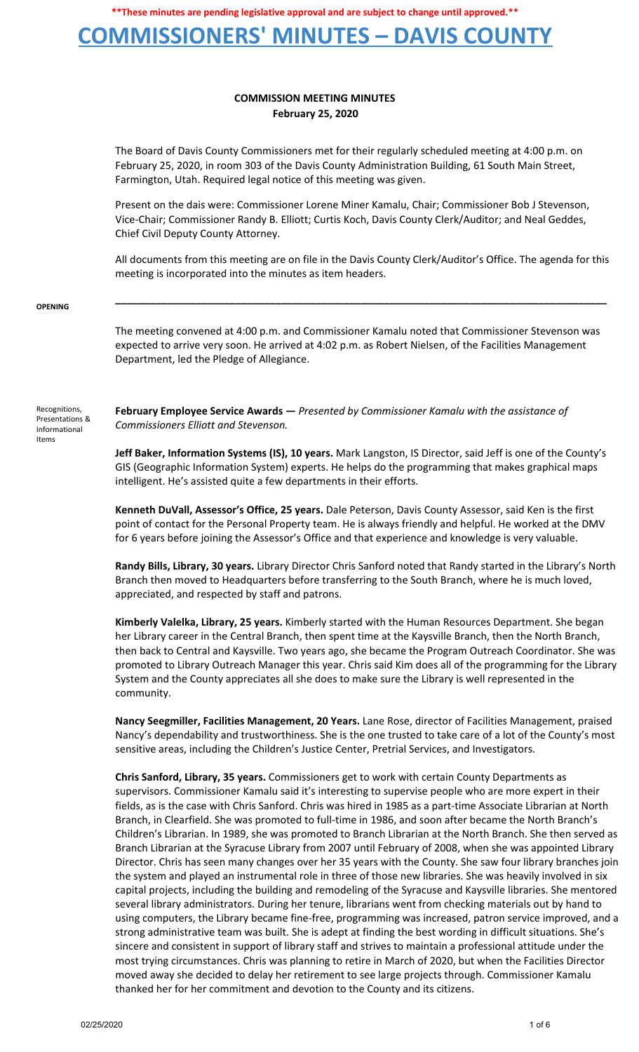**\*\*These minutes are pending legislative approval and are subject to change until approved.\*\***

# COMMISSIONERS' MINUTES – DAVIS COUNTY

## COMMISSION MEETING MINUTES
**February 25, 2020**

The Board of Davis County Commissioners met for their regularly scheduled meeting at 4:00 p.m. on February 25, 2020, in room 303 of the Davis County Administration Building, 61 South Main Street, Farmington, Utah. Required legal notice of this meeting was given.

Present on the dais were: Commissioner Lorene Miner Kamalu, Chair; Commissioner Bob J Stevenson, Vice-Chair; Commissioner Randy B. Elliott; Curtis Koch, Davis County Clerk/Auditor; and Neal Geddes, Chief Civil Deputy County Attorney.

All documents from this meeting are on file in the Davis County Clerk/Auditor's Office. The agenda for this meeting is incorporated into the minutes as item headers.

---

**OPENING**

The meeting convened at 4:00 p.m. and Commissioner Kamalu noted that Commissioner Stevenson was expected to arrive very soon. He arrived at 4:02 p.m. as Robert Nielsen, of the Facilities Management Department, led the Pledge of Allegiance.

**Recognitions, Presentations & Informational Items**

**February Employee Service Awards —** *Presented by Commissioner Kamalu with the assistance of Commissioners Elliott and Stevenson.*

**Jeff Baker, Information Systems (IS), 10 years.** Mark Langston, IS Director, said Jeff is one of the County's GIS (Geographic Information System) experts. He helps do the programming that makes graphical maps intelligent. He's assisted quite a few departments in their efforts.

**Kenneth DuVall, Assessor's Office, 25 years.** Dale Peterson, Davis County Assessor, said Ken is the first point of contact for the Personal Property team. He is always friendly and helpful. He worked at the DMV for 6 years before joining the Assessor's Office and that experience and knowledge is very valuable.

**Randy Bills, Library, 30 years.** Library Director Chris Sanford noted that Randy started in the Library's North Branch then moved to Headquarters before transferring to the South Branch, where he is much loved, appreciated, and respected by staff and patrons.

**Kimberly Valelka, Library, 25 years.** Kimberly started with the Human Resources Department. She began her Library career in the Central Branch, then spent time at the Kaysville Branch, then the North Branch, then back to Central and Kaysville. Two years ago, she became the Program Outreach Coordinator. She was promoted to Library Outreach Manager this year. Chris said Kim does all of the programming for the Library System and the County appreciates all she does to make sure the Library is well represented in the community.

**Nancy Seegmiller, Facilities Management, 20 Years.** Lane Rose, director of Facilities Management, praised Nancy's dependability and trustworthiness. She is the one trusted to take care of a lot of the County's most sensitive areas, including the Children's Justice Center, Pretrial Services, and Investigators.

**Chris Sanford, Library, 35 years.** Commissioners get to work with certain County Departments as supervisors. Commissioner Kamalu said it's interesting to supervise people who are more expert in their fields, as is the case with Chris Sanford. Chris was hired in 1985 as a part-time Associate Librarian at North Branch, in Clearfield. She was promoted to full-time in 1986, and soon after became the North Branch's Children's Librarian. In 1989, she was promoted to Branch Librarian at the North Branch. She then served as Branch Librarian at the Syracuse Library from 2007 until February of 2008, when she was appointed Library Director. Chris has seen many changes over her 35 years with the County. She saw four library branches join the system and played an instrumental role in three of those new libraries. She was heavily involved in six capital projects, including the building and remodeling of the Syracuse and Kaysville libraries. She mentored several library administrators. During her tenure, librarians went from checking materials out by hand to using computers, the Library became fine-free, programming was increased, patron service improved, and a strong administrative team was built. She is adept at finding the best wording in difficult situations. She's sincere and consistent in support of library staff and strives to maintain a professional attitude under the most trying circumstances. Chris was planning to retire in March of 2020, but when the Facilities Director moved away she decided to delay her retirement to see large projects through. Commissioner Kamalu thanked her for her commitment and devotion to the County and its citizens.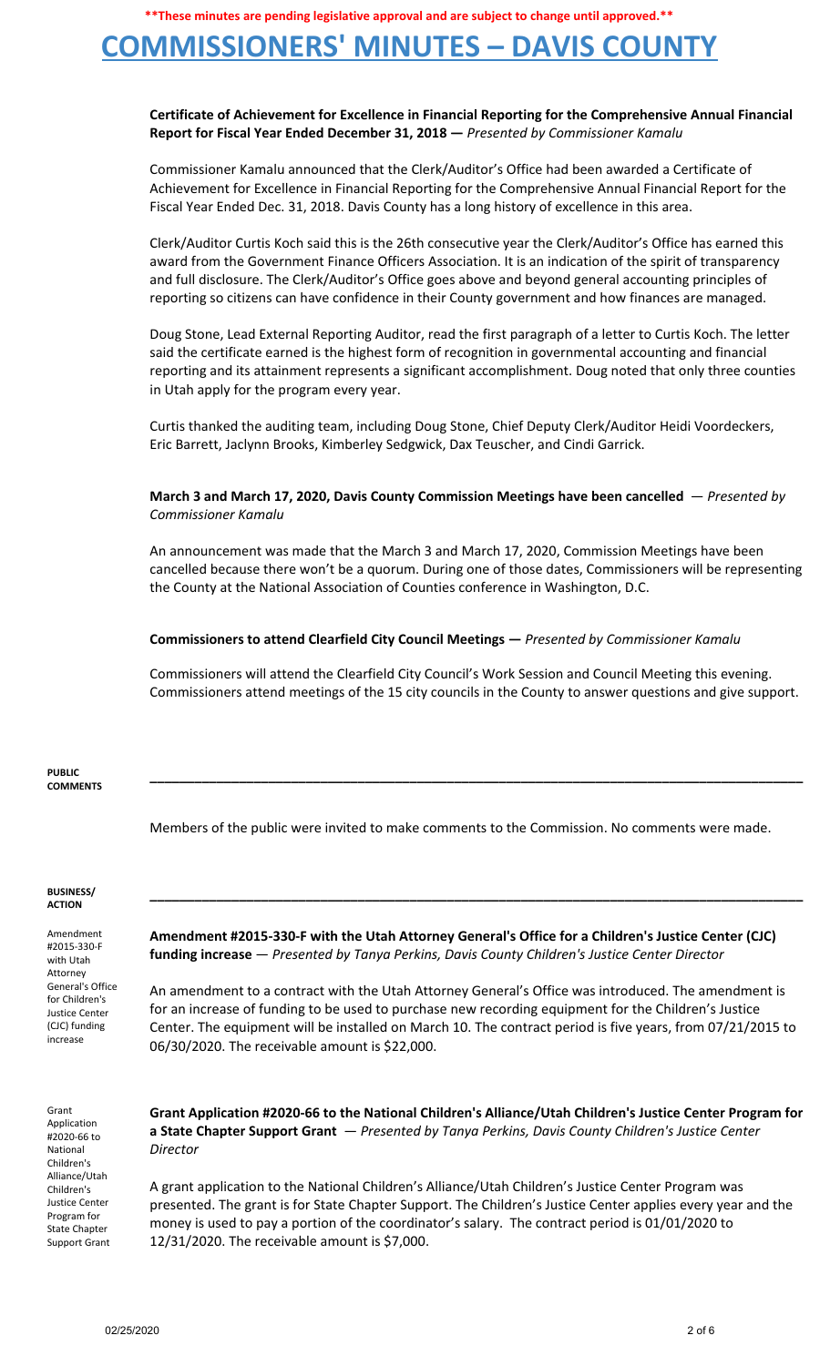**\*\*These minutes are pending legislative approval and are subject to change until approved.\*\***

# COMMISSIONERS' MINUTES – DAVIS COUNTY

**Certificate of Achievement for Excellence in Financial Reporting for the Comprehensive Annual Financial Report for Fiscal Year Ended December 31, 2018 —** *Presented by Commissioner Kamalu*

Commissioner Kamalu announced that the Clerk/Auditor's Office had been awarded a Certificate of Achievement for Excellence in Financial Reporting for the Comprehensive Annual Financial Report for the Fiscal Year Ended Dec. 31, 2018. Davis County has a long history of excellence in this area.

Clerk/Auditor Curtis Koch said this is the 26th consecutive year the Clerk/Auditor's Office has earned this award from the Government Finance Officers Association. It is an indication of the spirit of transparency and full disclosure. The Clerk/Auditor's Office goes above and beyond general accounting principles of reporting so citizens can have confidence in their County government and how finances are managed.

Doug Stone, Lead External Reporting Auditor, read the first paragraph of a letter to Curtis Koch. The letter said the certificate earned is the highest form of recognition in governmental accounting and financial reporting and its attainment represents a significant accomplishment. Doug noted that only three counties in Utah apply for the program every year.

Curtis thanked the auditing team, including Doug Stone, Chief Deputy Clerk/Auditor Heidi Voordeckers, Eric Barrett, Jaclynn Brooks, Kimberley Sedgwick, Dax Teuscher, and Cindi Garrick.

**March 3 and March 17, 2020, Davis County Commission Meetings have been cancelled** — *Presented by Commissioner Kamalu*

An announcement was made that the March 3 and March 17, 2020, Commission Meetings have been cancelled because there won't be a quorum. During one of those dates, Commissioners will be representing the County at the National Association of Counties conference in Washington, D.C.

**Commissioners to attend Clearfield City Council Meetings —** *Presented by Commissioner Kamalu*

Commissioners will attend the Clearfield City Council's Work Session and Council Meeting this evening. Commissioners attend meetings of the 15 city councils in the County to answer questions and give support.

**PUBLIC COMMENTS**

---

Members of the public were invited to make comments to the Commission. No comments were made.

**BUSINESS/ ACTION**

---

Amendment #2015-330-F with Utah Attorney General's Office for Children's Justice Center (CJC) funding increase

**Amendment #2015-330-F with the Utah Attorney General's Office for a Children's Justice Center (CJC) funding increase** — *Presented by Tanya Perkins, Davis County Children's Justice Center Director*

An amendment to a contract with the Utah Attorney General's Office was introduced. The amendment is for an increase of funding to be used to purchase new recording equipment for the Children's Justice Center. The equipment will be installed on March 10. The contract period is five years, from 07/21/2015 to 06/30/2020. The receivable amount is $22,000.

Grant Application #2020-66 to National Children's Alliance/Utah Children's Justice Center Program for State Chapter Support Grant

**Grant Application #2020-66 to the National Children's Alliance/Utah Children's Justice Center Program for a State Chapter Support Grant** — *Presented by Tanya Perkins, Davis County Children's Justice Center Director*

A grant application to the National Children's Alliance/Utah Children's Justice Center Program was presented. The grant is for State Chapter Support. The Children's Justice Center applies every year and the money is used to pay a portion of the coordinator's salary. The contract period is 01/01/2020 to 12/31/2020. The receivable amount is $7,000.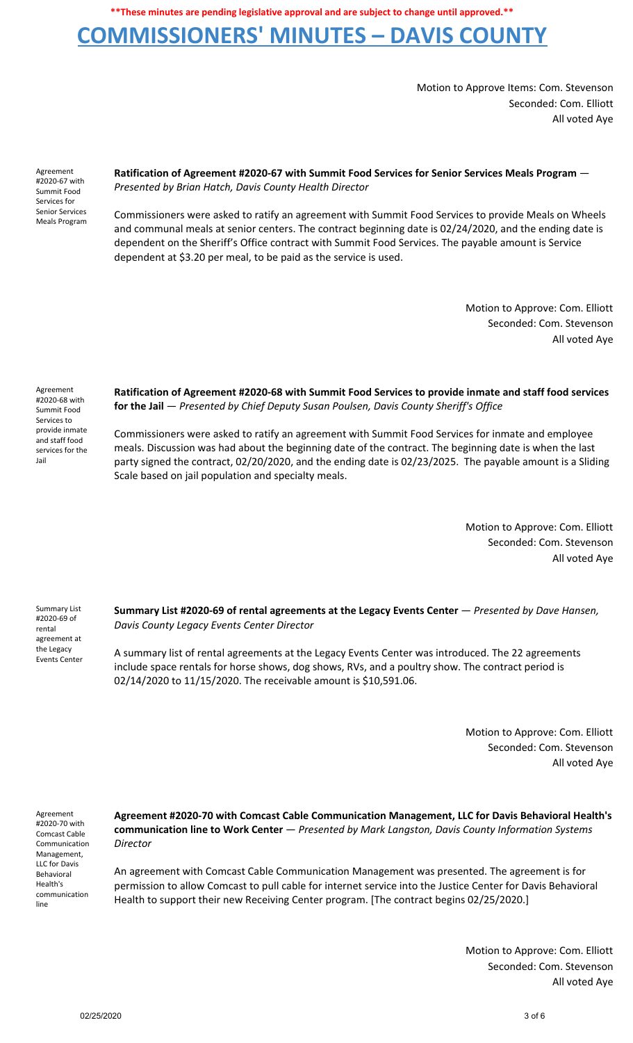**These minutes are pending legislative approval and are subject to change until approved.**

# COMMISSIONERS' MINUTES – DAVIS COUNTY

Motion to Approve Items: Com. Stevenson
Seconded: Com. Elliott
All voted Aye

Agreement #2020-67 with Summit Food Services for Senior Services Meals Program

**Ratification of Agreement #2020-67 with Summit Food Services for Senior Services Meals Program** — *Presented by Brian Hatch, Davis County Health Director*

Commissioners were asked to ratify an agreement with Summit Food Services to provide Meals on Wheels and communal meals at senior centers. The contract beginning date is 02/24/2020, and the ending date is dependent on the Sheriff's Office contract with Summit Food Services. The payable amount is Service dependent at $3.20 per meal, to be paid as the service is used.

Motion to Approve: Com. Elliott
Seconded: Com. Stevenson
All voted Aye

Agreement #2020-68 with Summit Food Services to provide inmate and staff food services for the Jail

**Ratification of Agreement #2020-68 with Summit Food Services to provide inmate and staff food services for the Jail** — *Presented by Chief Deputy Susan Poulsen, Davis County Sheriff's Office*

Commissioners were asked to ratify an agreement with Summit Food Services for inmate and employee meals. Discussion was had about the beginning date of the contract. The beginning date is when the last party signed the contract, 02/20/2020, and the ending date is 02/23/2025. The payable amount is a Sliding Scale based on jail population and specialty meals.

Motion to Approve: Com. Elliott
Seconded: Com. Stevenson
All voted Aye

Summary List #2020-69 of rental agreement at the Legacy Events Center

**Summary List #2020-69 of rental agreements at the Legacy Events Center** — *Presented by Dave Hansen, Davis County Legacy Events Center Director*

A summary list of rental agreements at the Legacy Events Center was introduced. The 22 agreements include space rentals for horse shows, dog shows, RVs, and a poultry show. The contract period is 02/14/2020 to 11/15/2020. The receivable amount is $10,591.06.

Motion to Approve: Com. Elliott
Seconded: Com. Stevenson
All voted Aye

Agreement #2020-70 with Comcast Cable Communication Management, LLC for Davis Behavioral Health's communication line

**Agreement #2020-70 with Comcast Cable Communication Management, LLC for Davis Behavioral Health's communication line to Work Center** — *Presented by Mark Langston, Davis County Information Systems Director*

An agreement with Comcast Cable Communication Management was presented. The agreement is for permission to allow Comcast to pull cable for internet service into the Justice Center for Davis Behavioral Health to support their new Receiving Center program. [The contract begins 02/25/2020.]

Motion to Approve: Com. Elliott
Seconded: Com. Stevenson
All voted Aye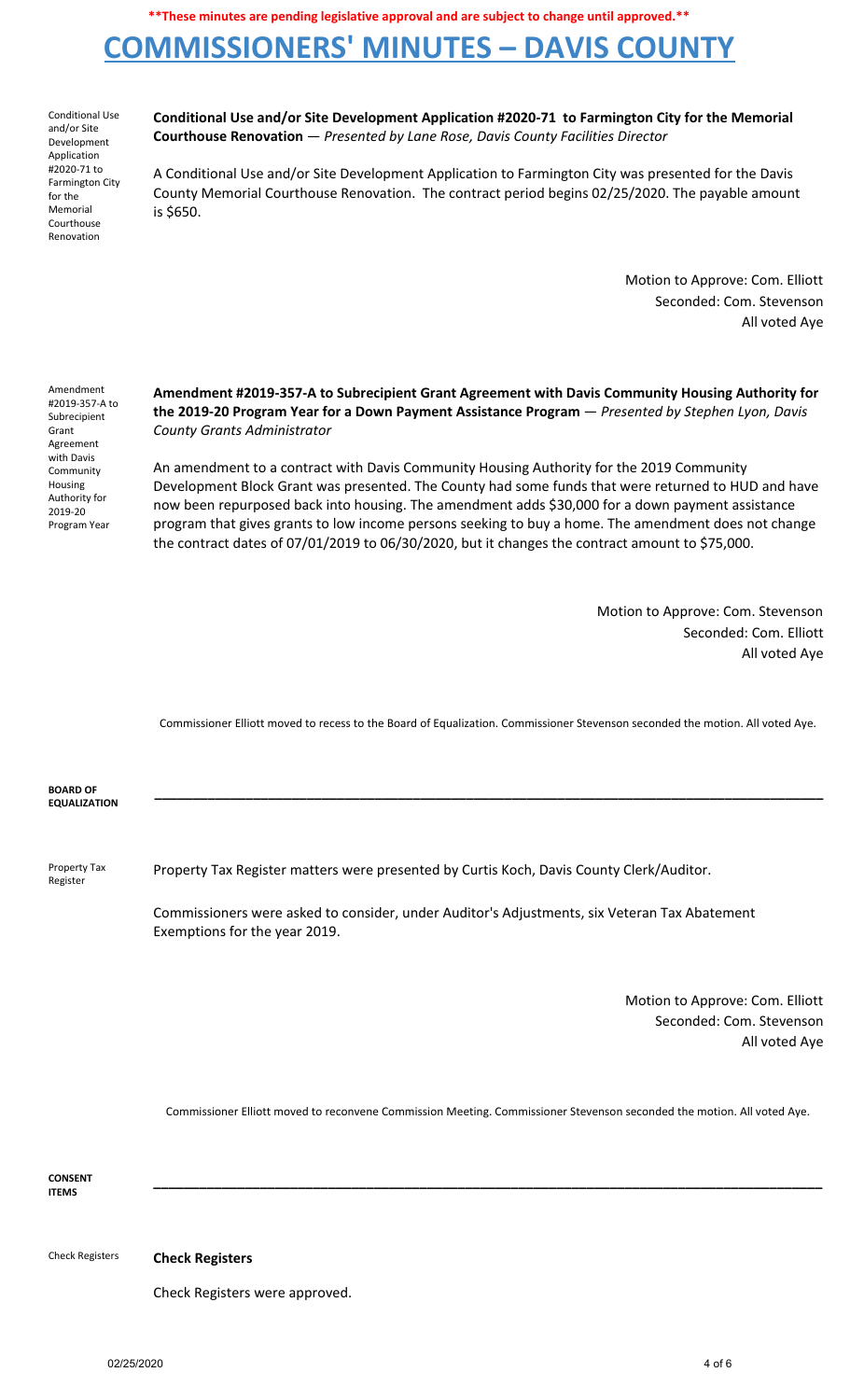**\*\*These minutes are pending legislative approval and are subject to change until approved.\*\***

# COMMISSIONERS' MINUTES – DAVIS COUNTY

Conditional Use and/or Site Development Application #2020-71 to Farmington City for the Memorial Courthouse Renovation

**Conditional Use and/or Site Development Application #2020-71 to Farmington City for the Memorial Courthouse Renovation** — *Presented by Lane Rose, Davis County Facilities Director*

A Conditional Use and/or Site Development Application to Farmington City was presented for the Davis County Memorial Courthouse Renovation. The contract period begins 02/25/2020. The payable amount is $650.

Motion to Approve: Com. Elliott
Seconded: Com. Stevenson
All voted Aye

Amendment #2019-357-A to Subrecipient Grant Agreement with Davis Community Housing Authority for 2019-20 Program Year

**Amendment #2019-357-A to Subrecipient Grant Agreement with Davis Community Housing Authority for the 2019-20 Program Year for a Down Payment Assistance Program** — *Presented by Stephen Lyon, Davis County Grants Administrator*

An amendment to a contract with Davis Community Housing Authority for the 2019 Community Development Block Grant was presented. The County had some funds that were returned to HUD and have now been repurposed back into housing. The amendment adds $30,000 for a down payment assistance program that gives grants to low income persons seeking to buy a home. The amendment does not change the contract dates of 07/01/2019 to 06/30/2020, but it changes the contract amount to $75,000.

Motion to Approve: Com. Stevenson
Seconded: Com. Elliott
All voted Aye

Commissioner Elliott moved to recess to the Board of Equalization. Commissioner Stevenson seconded the motion. All voted Aye.

**BOARD OF EQUALIZATION**

---

Property Tax Register

Property Tax Register matters were presented by Curtis Koch, Davis County Clerk/Auditor.

Commissioners were asked to consider, under Auditor's Adjustments, six Veteran Tax Abatement Exemptions for the year 2019.

Motion to Approve: Com. Elliott
Seconded: Com. Stevenson
All voted Aye

Commissioner Elliott moved to reconvene Commission Meeting. Commissioner Stevenson seconded the motion. All voted Aye.

**CONSENT ITEMS**

---

Check Registers

**Check Registers**

Check Registers were approved.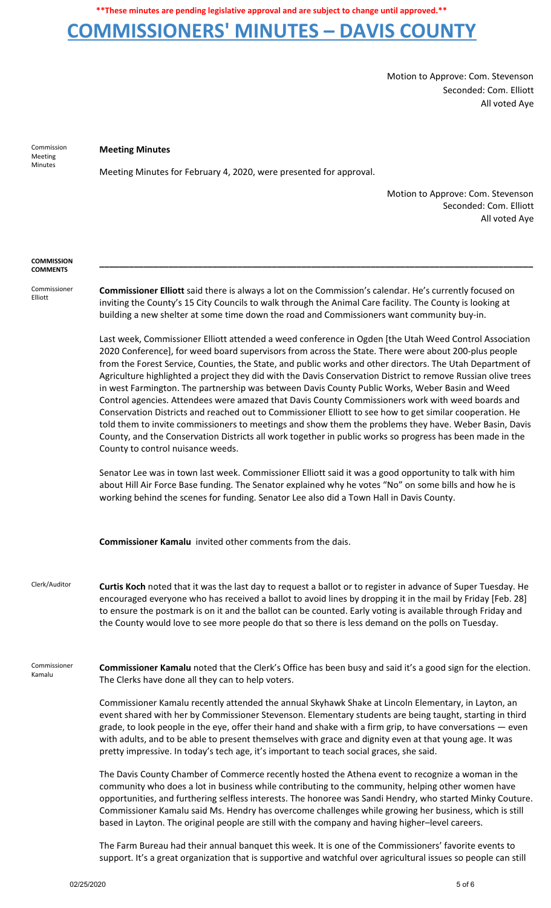**These minutes are pending legislative approval and are subject to change until approved.**

# COMMISSIONERS' MINUTES – DAVIS COUNTY

Motion to Approve: Com. Stevenson
Seconded: Com. Elliott
All voted Aye

Commission Meeting Minutes

**Meeting Minutes**

Meeting Minutes for February 4, 2020, were presented for approval.

Motion to Approve: Com. Stevenson
Seconded: Com. Elliott
All voted Aye

**COMMISSION COMMENTS**

---

Commissioner Elliott

**Commissioner Elliott** said there is always a lot on the Commission's calendar. He's currently focused on inviting the County's 15 City Councils to walk through the Animal Care facility. The County is looking at building a new shelter at some time down the road and Commissioners want community buy-in.

Last week, Commissioner Elliott attended a weed conference in Ogden [the Utah Weed Control Association 2020 Conference], for weed board supervisors from across the State. There were about 200-plus people from the Forest Service, Counties, the State, and public works and other directors. The Utah Department of Agriculture highlighted a project they did with the Davis Conservation District to remove Russian olive trees in west Farmington. The partnership was between Davis County Public Works, Weber Basin and Weed Control agencies. Attendees were amazed that Davis County Commissioners work with weed boards and Conservation Districts and reached out to Commissioner Elliott to see how to get similar cooperation. He told them to invite commissioners to meetings and show them the problems they have. Weber Basin, Davis County, and the Conservation Districts all work together in public works so progress has been made in the County to control nuisance weeds.

Senator Lee was in town last week. Commissioner Elliott said it was a good opportunity to talk with him about Hill Air Force Base funding. The Senator explained why he votes "No" on some bills and how he is working behind the scenes for funding. Senator Lee also did a Town Hall in Davis County.

**Commissioner Kamalu** invited other comments from the dais.

Clerk/Auditor

**Curtis Koch** noted that it was the last day to request a ballot or to register in advance of Super Tuesday. He encouraged everyone who has received a ballot to avoid lines by dropping it in the mail by Friday [Feb. 28] to ensure the postmark is on it and the ballot can be counted. Early voting is available through Friday and the County would love to see more people do that so there is less demand on the polls on Tuesday.

Commissioner Kamalu

**Commissioner Kamalu** noted that the Clerk's Office has been busy and said it's a good sign for the election. The Clerks have done all they can to help voters.

Commissioner Kamalu recently attended the annual Skyhawk Shake at Lincoln Elementary, in Layton, an event shared with her by Commissioner Stevenson. Elementary students are being taught, starting in third grade, to look people in the eye, offer their hand and shake with a firm grip, to have conversations — even with adults, and to be able to present themselves with grace and dignity even at that young age. It was pretty impressive. In today's tech age, it's important to teach social graces, she said.

The Davis County Chamber of Commerce recently hosted the Athena event to recognize a woman in the community who does a lot in business while contributing to the community, helping other women have opportunities, and furthering selfless interests. The honoree was Sandi Hendry, who started Minky Couture. Commissioner Kamalu said Ms. Hendry has overcome challenges while growing her business, which is still based in Layton. The original people are still with the company and having higher–level careers.

The Farm Bureau had their annual banquet this week. It is one of the Commissioners' favorite events to support. It's a great organization that is supportive and watchful over agricultural issues so people can still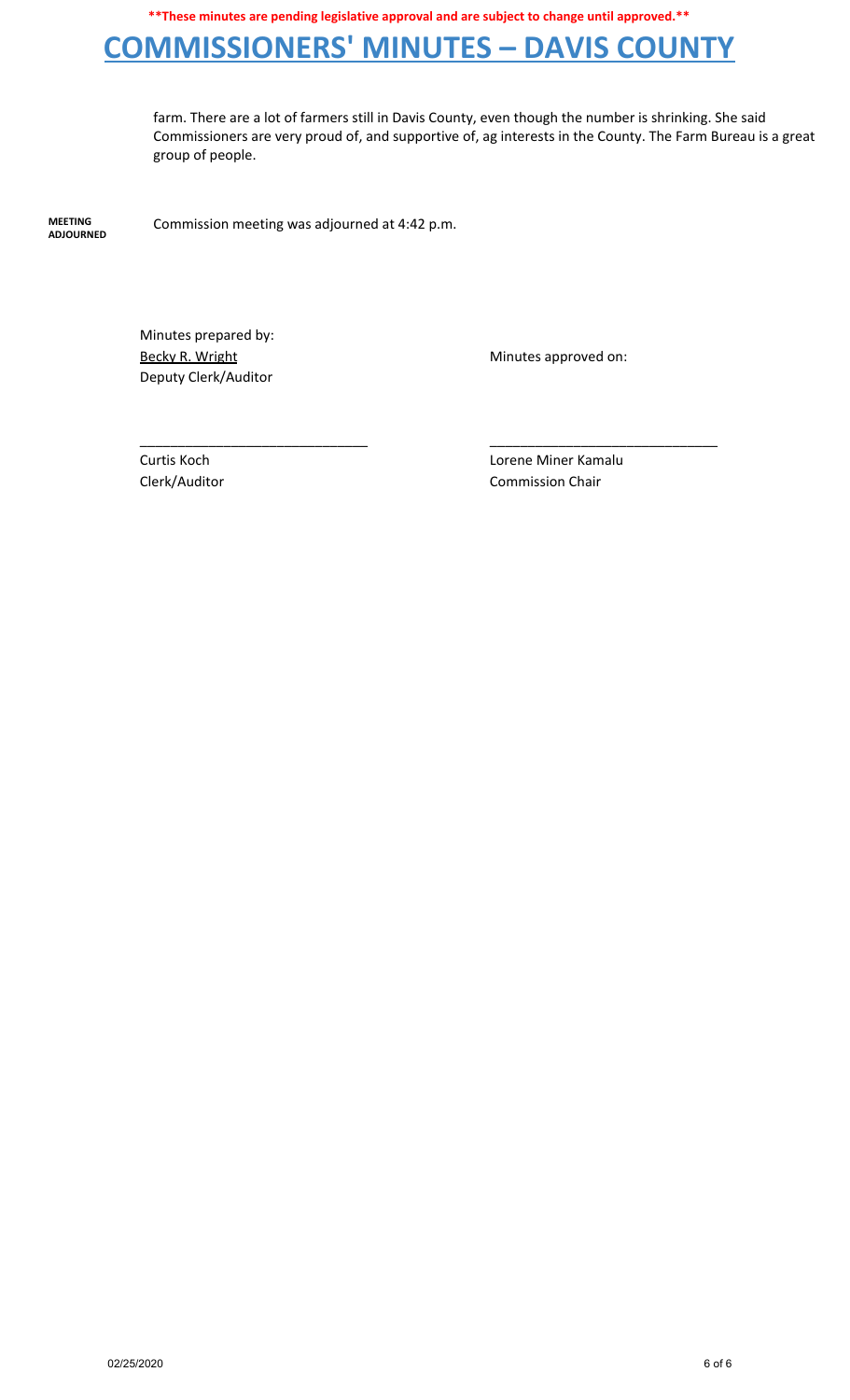farm. There are a lot of farmers still in Davis County, even though the number is shrinking. She said Commissioners are very proud of, and supportive of, ag interests in the County. The Farm Bureau is a great group of people.

**MEETING ADJOURNED**

Commission meeting was adjourned at 4:42 p.m.

Minutes prepared by:
Becky R. Wright
Deputy Clerk/Auditor

Minutes approved on:

_____________________________
Curtis Koch
Clerk/Auditor

_____________________________
Lorene Miner Kamalu
Commission Chair